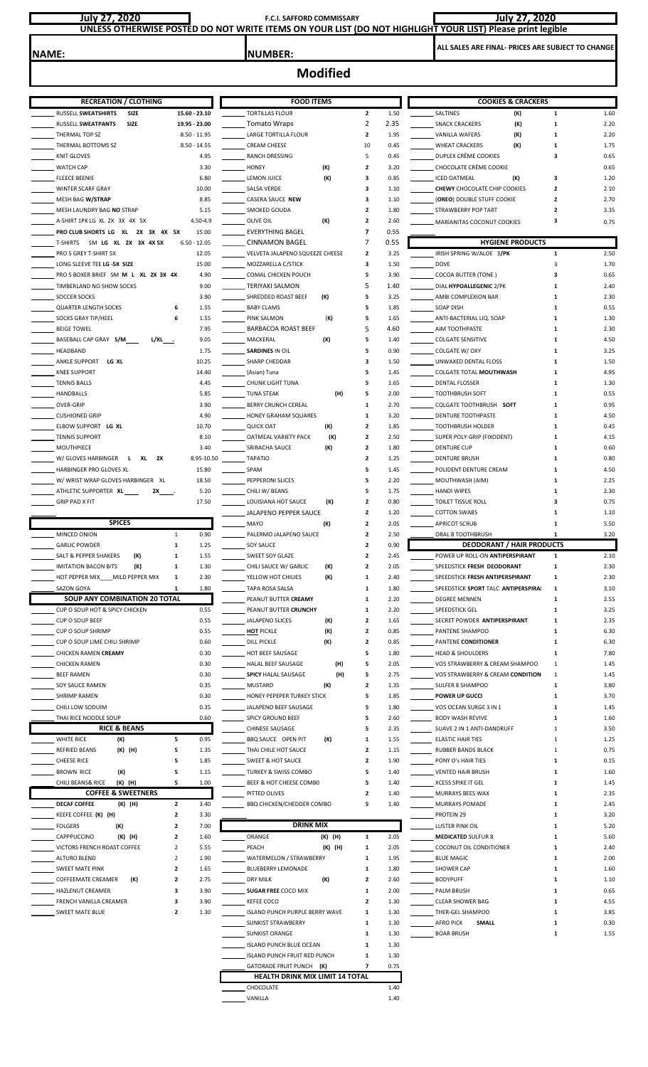**July 27, 2020** | **F.C.I. SAFFORD COMMISSARY** | **July 27, 2020**

**UNLESS OTHERWISE POSTED DO NOT WRITE ITEMS ON YOUR LIST (DO NOT HIGHLIGHT YOUR LIST) Please print legible**

**NAME:** | **NUMBER:** | **ALL SALES ARE FINAL- PRICES ARE SUBJECT TO CHANGE**

# Modified

## RECREATION / CLOTHING

| Item | Limit | Price |
|---|---|---|
| RUSSELL **SWEATSHIRTS** **SIZE** | | 15.60 - 23.10 |
| RUSSELL **SWEATPANTS** **SIZE** | | 19.95 - 23.00 |
| THERMAL TOP SZ | | 8.50 - 11.95 |
| THERMAL BOTTOMS SZ | | 8.50 - 14.55 |
| KNIT GLOVES | | 4.95 |
| WATCH CAP | | 3.30 |
| FLEECE BEENIE | | 6.80 |
| WINTER SCARF GRAY | | 10.00 |
| MESH BAG **W/STRAP** | | 8.85 |
| MESH LAUNDRY BAG **NO** STRAP | | 5.15 |
| A-SHIRT 1PK LG XL 2X 3X 4X 5X | | 4.50-4.9 |
| **PRO CLUB SHORTS LG XL 2X 3X 4X 5X** | | 15.00 |
| T-SHIRTS SM **LG XL 2X 3X 4X 5X** | | 6.50 - 12.05 |
| PRO 5 GREY T-SHIRT 5X | | 12.05 |
| LONG SLEEVE TEE **LG -5X SIZE** | | 15.00 |
| PRO 5 BOXER BRIEF SM **M L XL 2X 3X 4X** | | 4.90 |
| TIMBERLAND NO SHOW SOCKS | | 9.00 |
| SOCCER SOCKS | | 3.90 |
| QUARTER LENGTH SOCKS | 6 | 1.55 |
| SOCKS GRAY TIP/HEEL | 6 | 1.55 |
| BEIGE TOWEL | | 7.95 |
| BASEBALL CAP GRAY **S/M\_\_\_\_ L/XL\_\_\_.** | | 9.05 |
| HEADBAND | | 1.75 |
| ANKLE SUPPORT **LG XL** | | 10.25 |
| KNEE SUPPORT | | 14.40 |
| TENNIS BALLS | | 4.45 |
| HANDBALLS | | 5.85 |
| OVER-GRIP | | 3.90 |
| CUSHIONED GRIP | | 4.90 |
| ELBOW SUPPORT **LG XL** | | 10.70 |
| TENNIS SUPPORT | | 8.10 |
| MOUTHPIECE | | 3.40 |
| W/ GLOVES HARBINGER **L XL 2X** | | 8.95-10.50 |
| HARBINGER PRO GLOVES XL | | 15.80 |
| W/ WRIST WRAP GLOVES HARBINGER XL | | 18.50 |
| ATHLETIC SUPPORTER **XL\_\_\_\_\_ 2X\_\_\_\_.** | | 5.20 |
| GRIP PAD X FIT | | 17.50 |

## SPICES

| Item | Limit | Price |
|---|---|---|
| MINCED ONION | 1 | 0.90 |
| GARLIC POWDER | 1 | 1.25 |
| SALT & PEPPER SHAKERS **(K)** | 1 | 1.55 |
| IMITATION BACON BITS **(K)** | 1 | 1.30 |
| HOT PEPPER MIX\_\_\_\_MILD PEPPER MIX | 1 | 2.30 |
| SAZON GOYA | 1 | 1.80 |

## SOUP ANY COMBINATION 20 TOTAL

| Item | Limit | Price |
|---|---|---|
| CUP O SOUP HOT & SPICY CHICKEN | | 0.55 |
| CUP O SOUP BEEF | | 0.55 |
| CUP O SOUP SHRIMP | | 0.55 |
| CUP O SOUP LIME CHILI SHRIMP | | 0.60 |
| CHICKEN RAMEN **CREAMY** | | 0.30 |
| CHICKEN RAMEN | | 0.30 |
| BEEF RAMEN | | 0.30 |
| SOY SAUCE RAMEN | | 0.35 |
| SHRIMP RAMEN | | 0.30 |
| CHILI LOW SODUIM | | 0.35 |
| THAI RICE NOODLE SOUP | | 0.60 |

## RICE & BEANS

| Item | Limit | Price |
|---|---|---|
| WHITE RICE **(K)** | 5 | 0.95 |
| REFRIED BEANS **(K) (H)** | 5 | 1.35 |
| CHEESE RICE | 5 | 1.85 |
| BROWN RICE **(K)** | 5 | 1.15 |
| CHILI BEANS& RICE **(K) (H)** | 5 | 1.00 |

## COFFEE & SWEETNERS

| Item | Limit | Price |
|---|---|---|
| **DECAF COFFEE** **(K) (H)** | 2 | 3.40 |
| KEEFE COFFEE **(K) (H)** | 2 | 3.30 |
| FOLGERS **(K)** | 2 | 7.00 |
| CAPPPUCCINO **(K) (H)** | 2 | 1.60 |
| VICTORS FRENCH ROAST COFFEE | 2 | 5.55 |
| ALTURO BLEND | 2 | 1.90 |
| SWEET MATE PINK | 2 | 1.65 |
| COFFEEMATE CREAMER **(K)** | 2 | 2.75 |
| HAZLENUT CREAMER | 3 | 3.90 |
| FRENCH VANILLA CREAMER | 3 | 3.90 |
| SWEET MATE BLUE | 2 | 1.30 |

## FOOD ITEMS

| Item | Limit | Price |
|---|---|---|
| TORTILLAS FLOUR | 2 | 1.50 |
| Tomato Wraps | 2 | 2.35 |
| LARGE TORTILLA FLOUR | 2 | 1.95 |
| CREAM CHEESE | 10 | 0.45 |
| RANCH DRESSING | 5 | 0.45 |
| HONEY **(K)** | 2 | 3.20 |
| LEMON JUICE **(K)** | 3 | 0.85 |
| SALSA VERDE | 3 | 1.10 |
| CASERA SAUCE **NEW** | 3 | 1.10 |
| SMOKED GOUDA | 2 | 1.80 |
| OLIVE OIL **(K)** | 2 | 2.60 |
| EVERYTHING BAGEL | 7 | 0.55 |
| CINNAMON BAGEL | 7 | 0.55 |
| VELVETA JALAPENO SQUEEZE CHEESE | 2 | 3.25 |
| MOZZARELLA C/STICK | 3 | 1.50 |
| COMAL CHICKEN POUCH | 5 | 3.90 |
| TERIYAKI SALMON | 5 | 1.40 |
| SHREDDED ROAST BEEF **(K)** | 5 | 3.25 |
| BABY CLAMS | 5 | 1.85 |
| PINK SALMON **(K)** | 5 | 1.65 |
| BARBACOA ROAST BEEF | 5 | 4.60 |
| MACKERAL **(K)** | 5 | 1.40 |
| **SARDINES** IN OIL | 5 | 0.90 |
| SHARP CHEDDAR | 3 | 1.50 |
| (Asian) Tuna | 5 | 1.45 |
| CHUNK LIGHT TUNA | 5 | 1.65 |
| TUNA STEAK **(H)** | 5 | 2.00 |
| BERRY CRUNCH CEREAL | 1 | 2.70 |
| HONEY GRAHAM SQUARES | 1 | 3.20 |
| QUICK OAT **(K)** | 2 | 1.85 |
| OATMEAL VARIETY PACK **(K)** | 2 | 2.50 |
| SRIRACHA SAUCE **(K)** | 2 | 1.80 |
| TAPATIO | 2 | 1.25 |
| SPAM | 5 | 1.45 |
| PEPPERONI SLICES | 5 | 2.20 |
| CHILI W/ BEANS | 5 | 1.75 |
| LOUISIANA HOT SAUCE **(K)** | 2 | 0.80 |
| JALAPENO PEPPER SAUCE | 2 | 1.20 |
| MAYO **(K)** | 2 | 2.05 |
| PALERMO JALAPENO SAUCE | 2 | 2.50 |
| SOY SAUCE | 2 | 0.90 |
| SWEET SOY GLAZE | 2 | 2.45 |
| CHILI SAUCE W/ GARLIC **(K)** | 2 | 2.05 |
| YELLOW HOT CHILIES **(K)** | 1 | 2.40 |
| TAPA ROSA SALSA | 1 | 1.80 |
| PEANUT BUTTER **CREAMY** | 1 | 2.20 |
| PEANUT BUTTER **CRUNCHY** | 1 | 2.20 |
| JALAPENO SLICES **(K)** | 2 | 1.65 |
| **HOT** PICKLE **(K)** | 2 | 0.85 |
| DILL PICKLE **(K)** | 2 | 0.85 |
| HOT BEEF SAUSAGE | 5 | 1.80 |
| HALAL BEEF SAUSAGE **(H)** | 5 | 2.05 |
| **SPICY** HALAL SAUSAGE **(H)** | 5 | 2.75 |
| MUSTARD **(K)** | 2 | 1.35 |
| HONEY PEPEPER TURKEY STICK | 5 | 1.85 |
| JALAPENO BEEF SAUSAGE | 5 | 1.80 |
| SPICY GROUND BEEF | 5 | 2.60 |
| CHINESE SAUSAGE | 5 | 2.35 |
| BBQ SAUCE OPEN PIT **(K)** | 1 | 1.55 |
| THAI CHILE HOT SAUCE | 2 | 1.15 |
| SWEET & HOT SAUCE | 2 | 1.90 |
| TURKEY & SWISS COMBO | 5 | 1.40 |
| BEEF & HOT CHEESE COMBO | 5 | 1.40 |
| PITTED OLIVES | 2 | 1.40 |
| BBQ CHICKEN/CHEDDER COMBO | 5 | 1.40 |

## DRINK MIX

| Item | Limit | Price |
|---|---|---|
| ORANGE **(K) (H)** | 1 | 2.05 |
| PEACH **(K) (H)** | 1 | 2.05 |
| WATERMELON / STRAWBERRY | 1 | 1.95 |
| BLUEBERRY LEMONADE | 1 | 1.80 |
| DRY MILK **(K)** | 2 | 2.60 |
| **SUGAR FREE** COCO MIX | 1 | 2.00 |
| KEFEE COCO | 2 | 1.30 |
| ISLAND PUNCH PURPLE BERRY WAVE | 1 | 1.30 |
| SUNKIST STRAWBERRY | 1 | 1.30 |
| SUNKIST ORANGE | 1 | 1.30 |
| ISLAND PUNCH BLUE OCEAN | 1 | 1.30 |
| ISLAND PUNCH FRUIT RED PUNCH | 1 | 1.30 |
| GATORADE FRUIT PUNCH **(K)** | 7 | 0.75 |

## HEALTH DRINK MIX LIMIT 14 TOTAL

| Item | Limit | Price |
|---|---|---|
| CHOCOLATE | | 1.40 |
| VANILLA | | 1.40 |

## COOKIES & CRACKERS

| Item | Limit | Price |
|---|---|---|
| SALTINES **(K)** | 1 | 1.60 |
| SNACK CRACKERS **(K)** | 1 | 2.20 |
| VANILLA WAFERS **(K)** | 1 | 2.20 |
| WHEAT CRACKERS **(K)** | 1 | 1.75 |
| DUPLEX CRÈME COOKIES | 3 | 0.65 |
| CHOCOLATE CRÈME COOKIE | | 0.65 |
| ICED OATMEAL **(K)** | 3 | 1.20 |
| **CHEWY** CHOCOLATE CHIP COOKIES | 2 | 2.10 |
| (**OREO**) DOUBLE STUFF COOKIE | 2 | 2.70 |
| STRAWBERRY POP TART | 2 | 3.35 |
| MARIANITAS COCONUT COOKIES | 3 | 0.75 |

## HYGIENE PRODUCTS

| Item | Limit | Price |
|---|---|---|
| IRISH SPRING W/ALOE **3/PK** | 1 | 2.50 |
| DOVE | 3 | 1.70 |
| COCOA BUTTER (TONE ) | 3 | 0.65 |
| DIAL **HYPOALLEGENIC** 2/PK | 1 | 2.40 |
| AMBI COMPLEXION BAR | 1 | 2.30 |
| SOAP DISH | 1 | 0.55 |
| ANTI-BACTERIAL LIQ. SOAP | 1 | 1.30 |
| AIM TOOTHPASTE | 1 | 2.30 |
| COLGATE SENSITIVE | 1 | 4.50 |
| COLGATE W/ OXY | 1 | 3.25 |
| UNWAXED DENTAL FLOSS | 1 | 1.50 |
| COLGATE TOTAL **MOUTHWASH** | 1 | 4.95 |
| DENTAL FLOSSER | 1 | 1.30 |
| TOOTHBRUSH SOFT | 1 | 0.55 |
| COLGATE TOOTHBRUSH **SOFT** | 1 | 0.95 |
| DENTURE TOOTHPASTE | 1 | 4.50 |
| TOOTHBRUSH HOLDER | 1 | 0.45 |
| SUPER POLY-GRIP (FIXODENT) | 1 | 4.15 |
| DENTURE CUP | 1 | 0.60 |
| DENTURE BRUSH | 1 | 0.80 |
| POLIDENT DENTURE CREAM | 1 | 4.50 |
| MOUTHWASH (AIM) | 1 | 2.25 |
| HANDI WIPES | 1 | 2.30 |
| TOILET TISSUE ROLL | 3 | 0.75 |
| COTTON SWABS | 1 | 1.10 |
| APRICOT SCRUB | 1 | 5.50 |
| ORAL B TOOTHBRUSH | 1 | 3.20 |

## DEODORANT / HAIR PRODUCTS

| Item | Limit | Price |
|---|---|---|
| POWER UP ROLL-ON **ANTIPERSPIRANT** | 1 | 2.10 |
| SPEEDSTICK **FRESH DEODORANT** | 1 | 2.30 |
| SPEEDSTICK **FRESH ANTIPERSPIRANT** | 1 | 2.30 |
| SPEEDSTICK **SPORT** TALC **ANTIPERSPIRA** | 1 | 3.10 |
| DEGREE MENNEN | 1 | 2.55 |
| SPEEDSTICK GEL | 1 | 3.25 |
| SECRET POWDER **ANTIPERSPIRANT** | 1 | 2.35 |
| PANTENE SHAMPOO | 1 | 6.30 |
| PANTENE **CONDITIONER** | 1 | 6.30 |
| HEAD & SHOULDERS | 1 | 7.80 |
| VO5 STRAWBERRY & CREAM SHAMPOO | 1 | 1.45 |
| VO5 STRAWBERRY & CREAM **CONDITION** | 1 | 1.45 |
| SULFER 8 SHAMPOO | 1 | 3.80 |
| **POWER UP GUCCI** | 1 | 3.70 |
| VO5 OCEAN SURGE 3 IN 1 | 1 | 1.45 |
| BODY WASH REVIVE | 1 | 1.60 |
| SUAVE 2 IN 1 ANTI-DANDRUFF | 1 | 3.50 |
| ELASTIC HAIR TIES | 1 | 1.25 |
| RUBBER BANDS BLACK | 1 | 0.75 |
| PONY O's HAIR TIES | 1 | 0.15 |
| VENTED HAIR BRUSH | 1 | 1.60 |
| XCESS SPIKE IT GEL | 1 | 1.45 |
| MURRAYS BEES WAX | 1 | 2.35 |
| MURRAYS POMADE | 1 | 2.45 |
| PROTEIN 29 | 1 | 3.20 |
| LUSTER PINK OIL | 1 | 5.20 |
| **MEDICATED** SULFUR 8 | 1 | 5.60 |
| COCONUT OIL CONDITIONER | 1 | 2.40 |
| BLUE MAGIC | 1 | 2.00 |
| SHOWER CAP | 1 | 1.60 |
| BODYPUFF | 1 | 1.10 |
| PALM BRUSH | 1 | 0.65 |
| CLEAR SHOWER BAG | 1 | 4.55 |
| THER-GEL SHAMPOO | 1 | 3.85 |
| AFRO PICK **SMALL** | 1 | 0.30 |
| BOAR BRUSH | 1 | 1.55 |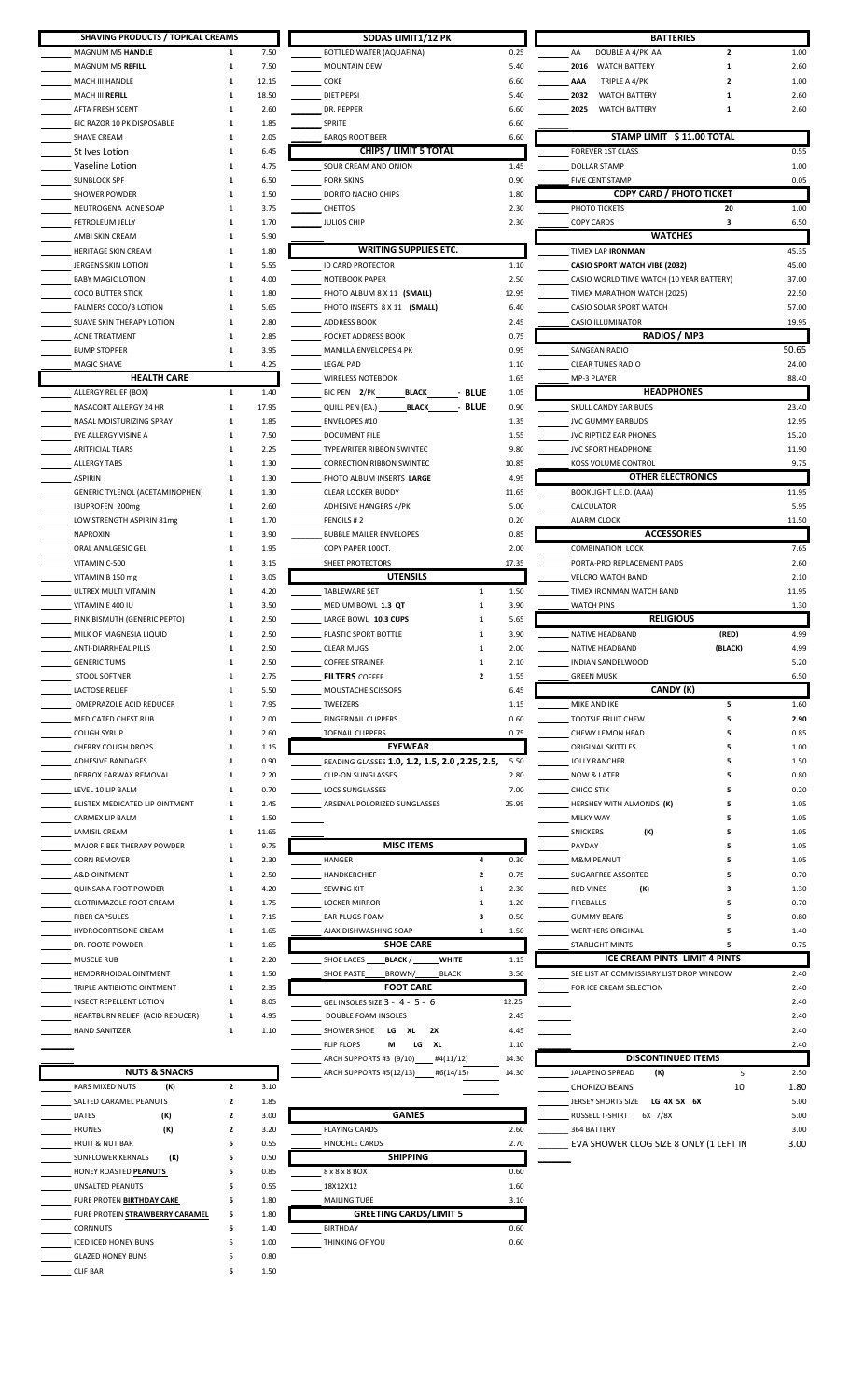## SHAVING PRODUCTS / TOPICAL CREAMS

| | Item | Qty | Price |
|---|---|---|---|
| ____ | MAGNUM M5 HANDLE | 1 | 7.50 |
| ____ | MAGNUM M5 REFILL | 1 | 7.50 |
| ____ | MACH III HANDLE | 1 | 12.15 |
| ____ | MACH III REFILL | 1 | 18.50 |
| ____ | AFTA FRESH SCENT | 1 | 2.60 |
| ____ | BIC RAZOR 10 PK DISPOSABLE | 1 | 1.85 |
| ____ | SHAVE CREAM | 1 | 2.05 |
| ____ | St Ives Lotion | 1 | 6.45 |
| ____ | Vaseline Lotion | 1 | 4.75 |
| ____ | SUNBLOCK SPF | 1 | 6.50 |
| ____ | SHOWER POWDER | 1 | 1.50 |
| ____ | NEUTROGENA ACNE SOAP | 1 | 3.75 |
| ____ | PETROLEUM JELLY | 1 | 1.70 |
| ____ | AMBI SKIN CREAM | 1 | 5.90 |
| ____ | HERITAGE SKIN CREAM | 1 | 1.80 |
| ____ | JERGENS SKIN LOTION | 1 | 5.55 |
| ____ | BABY MAGIC LOTION | 1 | 4.00 |
| ____ | COCO BUTTER STICK | 1 | 1.80 |
| ____ | PALMERS COCO/B LOTION | 1 | 5.65 |
| ____ | SUAVE SKIN THERAPY LOTION | 1 | 2.80 |
| ____ | ACNE TREATMENT | 1 | 2.85 |
| ____ | BUMP STOPPER | 1 | 3.95 |
| ____ | MAGIC SHAVE | 1 | 4.25 |

## HEALTH CARE

| | Item | Qty | Price |
|---|---|---|---|
| ____ | ALLERGY RELIEF (BOX) | 1 | 1.40 |
| ____ | NASACORT ALLERGY 24 HR | 1 | 17.95 |
| ____ | NASAL MOISTURIZING SPRAY | 1 | 1.85 |
| ____ | EYE ALLERGY VISINE A | 1 | 7.50 |
| ____ | ARITFICIAL TEARS | 1 | 2.25 |
| ____ | ALLERGY TABS | 1 | 1.30 |
| ____ | ASPIRIN | 1 | 1.30 |
| ____ | GENERIC TYLENOL (ACETAMINOPHEN) | 1 | 1.30 |
| ____ | IBUPROFEN 200mg | 1 | 2.60 |
| ____ | LOW STRENGTH ASPIRIN 81mg | 1 | 1.70 |
| ____ | NAPROXIN | 1 | 3.90 |
| ____ | ORAL ANALGESIC GEL | 1 | 1.95 |
| ____ | VITAMIN C-500 | 1 | 3.15 |
| ____ | VITAMIN B 150 mg | 1 | 3.05 |
| ____ | ULTREX MULTI VITAMIN | 1 | 4.20 |
| ____ | VITAMIN E 400 IU | 1 | 3.50 |
| ____ | PINK BISMUTH (GENERIC PEPTO) | 1 | 2.50 |
| ____ | MILK OF MAGNESIA LIQUID | 1 | 2.50 |
| ____ | ANTI-DIARRHEAL PILLS | 1 | 2.50 |
| ____ | GENERIC TUMS | 1 | 2.50 |
| ____ | STOOL SOFTNER | 1 | 2.75 |
| ____ | LACTOSE RELIEF | 1 | 5.50 |
| ____ | OMEPRAZOLE ACID REDUCER | 1 | 7.95 |
| ____ | MEDICATED CHEST RUB | 1 | 2.00 |
| ____ | COUGH SYRUP | 1 | 2.60 |
| ____ | CHERRY COUGH DROPS | 1 | 1.15 |
| ____ | ADHESIVE BANDAGES | 1 | 0.90 |
| ____ | DEBROX EARWAX REMOVAL | 1 | 2.20 |
| ____ | LEVEL 10 LIP BALM | 1 | 0.70 |
| ____ | BLISTEX MEDICATED LIP OINTMENT | 1 | 2.45 |
| ____ | CARMEX LIP BALM | 1 | 1.50 |
| ____ | LAMISIL CREAM | 1 | 11.65 |
| ____ | MAJOR FIBER THERAPY POWDER | 1 | 9.75 |
| ____ | CORN REMOVER | 1 | 2.30 |
| ____ | A&D OINTMENT | 1 | 2.50 |
| ____ | QUINSANA FOOT POWDER | 1 | 4.20 |
| ____ | CLOTRIMAZOLE FOOT CREAM | 1 | 1.75 |
| ____ | FIBER CAPSULES | 1 | 7.15 |
| ____ | HYDROCORTISONE CREAM | 1 | 1.65 |
| ____ | DR. FOOTE POWDER | 1 | 1.65 |
| ____ | MUSCLE RUB | 1 | 2.20 |
| ____ | HEMORRHOIDAL OINTMENT | 1 | 1.50 |
| ____ | TRIPLE ANTIBIOTIC OINTMENT | 1 | 2.35 |
| ____ | INSECT REPELLENT LOTION | 1 | 8.05 |
| ____ | HEARTBURN RELIEF (ACID REDUCER) | 1 | 4.95 |
| ____ | HAND SANITIZER | 1 | 1.10 |

## NUTS & SNACKS

| | Item | Qty | Price |
|---|---|---|---|
| ____ | KARS MIXED NUTS (K) | 2 | 3.10 |
| ____ | SALTED CARAMEL PEANUTS | 2 | 1.85 |
| ____ | DATES (K) | 2 | 3.00 |
| ____ | PRUNES (K) | 2 | 3.20 |
| ____ | FRUIT & NUT BAR | 5 | 0.55 |
| ____ | SUNFLOWER KERNALS (K) | 5 | 0.50 |
| ____ | HONEY ROASTED PEANUTS | 5 | 0.85 |
| ____ | UNSALTED PEANUTS | 5 | 0.55 |
| ____ | PURE PROTEN BIRTHDAY CAKE | 5 | 1.80 |
| ____ | PURE PROTEIN STRAWBERRY CARAMEL | 5 | 1.80 |
| ____ | CORNNUTS | 5 | 1.40 |
| ____ | ICED ICED HONEY BUNS | 5 | 1.00 |
| ____ | GLAZED HONEY BUNS | 5 | 0.80 |
| ____ | CLIF BAR | 5 | 1.50 |

## SODAS LIMIT1/12 PK

| | Item | Price |
|---|---|---|
| ____ | BOTTLED WATER (AQUAFINA) | 0.25 |
| ____ | MOUNTAIN DEW | 5.40 |
| ____ | COKE | 6.60 |
| ____ | DIET PEPSI | 5.40 |
| ____ | DR. PEPPER | 6.60 |
| ____ | SPRITE | 6.60 |
| ____ | BARQS ROOT BEER | 6.60 |

## CHIPS / LIMIT 5 TOTAL

| | Item | Price |
|---|---|---|
| ____ | SOUR CREAM AND ONION | 1.45 |
| ____ | PORK SKINS | 0.90 |
| ____ | DORITO NACHO CHIPS | 1.80 |
| ____ | CHETTOS | 2.30 |
| ____ | JULIOS CHIP | 2.30 |

## WRITING SUPPLIES ETC.

| | Item | Price |
|---|---|---|
| ____ | ID CARD PROTECTOR | 1.10 |
| ____ | NOTEBOOK PAPER | 2.50 |
| ____ | PHOTO ALBUM 8 X 11 (SMALL) | 12.95 |
| ____ | PHOTO INSERTS 8 X 11 (SMALL) | 6.40 |
| ____ | ADDRESS BOOK | 2.45 |
| ____ | POCKET ADDRESS BOOK | 0.75 |
| ____ | MANILLA ENVELOPES 4 PK | 0.95 |
| ____ | LEGAL PAD | 1.10 |
| ____ | WIRELESS NOTEBOOK | 1.65 |
| ____ | BIC PEN 2/PK ____BLACK ____- BLUE | 1.05 |
| ____ | QUILL PEN (EA.) ____BLACK ____- BLUE | 0.90 |
| ____ | ENVELOPES #10 | 1.35 |
| ____ | DOCUMENT FILE | 1.55 |
| ____ | TYPEWRITER RIBBON SWINTEC | 9.80 |
| ____ | CORRECTION RIBBON SWINTEC | 10.85 |
| ____ | PHOTO ALBUM INSERTS LARGE | 4.95 |
| ____ | CLEAR LOCKER BUDDY | 11.65 |
| ____ | ADHESIVE HANGERS 4/PK | 5.00 |
| ____ | PENCILS # 2 | 0.20 |
| ____ | BUBBLE MAILER ENVELOPES | 0.85 |
| ____ | COPY PAPER 100CT. | 2.00 |
| ____ | SHEET PROTECTORS | 17.35 |

## UTENSILS

| | Item | Qty | Price |
|---|---|---|---|
| ____ | TABLEWARE SET | 1 | 1.50 |
| ____ | MEDIUM BOWL 1.3 QT | 1 | 3.90 |
| ____ | LARGE BOWL 10.3 CUPS | 1 | 5.65 |
| ____ | PLASTIC SPORT BOTTLE | 1 | 3.90 |
| ____ | CLEAR MUGS | 1 | 2.00 |
| ____ | COFFEE STRAINER | 1 | 2.10 |
| ____ | FILTERS COFFEE | 2 | 1.55 |
| ____ | MOUSTACHE SCISSORS | | 6.45 |
| ____ | TWEEZERS | | 1.15 |
| ____ | FINGERNAIL CLIPPERS | | 0.60 |
| ____ | TOENAIL CLIPPERS | | 0.75 |

## EYEWEAR

| | Item | Price |
|---|---|---|
| ____ | READING GLASSES 1.0, 1.2, 1.5, 2.0 ,2.25, 2.5, | 5.50 |
| ____ | CLIP-ON SUNGLASSES | 2.80 |
| ____ | LOCS SUNGLASSES | 7.00 |
| ____ | ARSENAL POLORIZED SUNGLASSES | 25.95 |

## MISC ITEMS

| | Item | Qty | Price |
|---|---|---|---|
| ____ | HANGER | 4 | 0.30 |
| ____ | HANDKERCHIEF | 2 | 0.75 |
| ____ | SEWING KIT | 1 | 2.30 |
| ____ | LOCKER MIRROR | 1 | 1.20 |
| ____ | EAR PLUGS FOAM | 3 | 0.50 |
| ____ | AJAX DISHWASHING SOAP | 1 | 1.50 |

## SHOE CARE

| | Item | Price |
|---|---|---|
| ____ | SHOE LACES ____BLACK / ____WHITE | 1.15 |
| ____ | SHOE PASTE____BROWN/____BLACK | 3.50 |

## FOOT CARE

| | Item | Price |
|---|---|---|
| ____ | GEL INSOLES SIZE 3 - 4 - 5 - 6 | 12.25 |
| ____ | DOUBLE FOAM INSOLES | 2.45 |
| ____ | SHOWER SHOE LG XL 2X | 4.45 |
| ____ | FLIP FLOPS M LG XL | 1.10 |
| ____ | ARCH SUPPORTS #3 (9/10)____#4(11/12) | 14.30 |
| ____ | ARCH SUPPORTS #5(12/13)____#6(14/15) | 14.30 |

## GAMES

| | Item | Price |
|---|---|---|
| ____ | PLAYING CARDS | 2.60 |
| ____ | PINOCHLE CARDS | 2.70 |

## SHIPPING

| | Item | Price |
|---|---|---|
| ____ | 8 x 8 x 8 BOX | 0.60 |
| ____ | 18X12X12 | 1.60 |
| ____ | MAILING TUBE | 3.10 |

## GREETING CARDS/LIMIT 5

| | Item | Price |
|---|---|---|
| ____ | BIRTHDAY | 0.60 |
| ____ | THINKING OF YOU | 0.60 |

## BATTERIES

| | Item | Qty | Price |
|---|---|---|---|
| ____ | AA DOUBLE A 4/PK AA | 2 | 1.00 |
| ____ | 2016 WATCH BATTERY | 1 | 2.60 |
| ____ | AAA TRIPLE A 4/PK | 2 | 1.00 |
| ____ | 2032 WATCH BATTERY | 1 | 2.60 |
| ____ | 2025 WATCH BATTERY | 1 | 2.60 |

## STAMP LIMIT $ 11.00 TOTAL

| | Item | Price |
|---|---|---|
| ____ | FOREVER 1ST CLASS | 0.55 |
| ____ | DOLLAR STAMP | 1.00 |
| ____ | FIVE CENT STAMP | 0.05 |

## COPY CARD / PHOTO TICKET

| | Item | Qty | Price |
|---|---|---|---|
| ____ | PHOTO TICKETS | 20 | 1.00 |
| ____ | COPY CARDS | 3 | 6.50 |

## WATCHES

| | Item | Price |
|---|---|---|
| ____ | TIMEX LAP IRONMAN | 45.35 |
| ____ | CASIO SPORT WATCH VIBE (2032) | 45.00 |
| ____ | CASIO WORLD TIME WATCH (10 YEAR BATTERY) | 37.00 |
| ____ | TIMEX MARATHON WATCH (2025) | 22.50 |
| ____ | CASIO SOLAR SPORT WATCH | 57.00 |
| ____ | CASIO ILLUMINATOR | 19.95 |

## RADIOS / MP3

| | Item | Price |
|---|---|---|
| ____ | SANGEAN RADIO | 50.65 |
| ____ | CLEAR TUNES RADIO | 24.00 |
| ____ | MP-3 PLAYER | 88.40 |

## HEADPHONES

| | Item | Price |
|---|---|---|
| ____ | SKULL CANDY EAR BUDS | 23.40 |
| ____ | JVC GUMMY EARBUDS | 12.95 |
| ____ | JVC RIPTIDZ EAR PHONES | 15.20 |
| ____ | JVC SPORT HEADPHONE | 11.90 |
| ____ | KOSS VOLUME CONTROL | 9.75 |

## OTHER ELECTRONICS

| | Item | Price |
|---|---|---|
| ____ | BOOKLIGHT L.E.D. (AAA) | 11.95 |
| ____ | CALCULATOR | 5.95 |
| ____ | ALARM CLOCK | 11.50 |

## ACCESSORIES

| | Item | Price |
|---|---|---|
| ____ | COMBINATION LOCK | 7.65 |
| ____ | PORTA-PRO REPLACEMENT PADS | 2.60 |
| ____ | VELCRO WATCH BAND | 2.10 |
| ____ | TIMEX IRONMAN WATCH BAND | 11.95 |
| ____ | WATCH PINS | 1.30 |

## RELIGIOUS

| | Item | Color | Price |
|---|---|---|---|
| ____ | NATIVE HEADBAND | (RED) | 4.99 |
| ____ | NATIVE HEADBAND | (BLACK) | 4.99 |
| ____ | INDIAN SANDELWOOD | | 5.20 |
| ____ | GREEN MUSK | | 6.50 |

## CANDY (K)

| | Item | Qty | Price |
|---|---|---|---|
| ____ | MIKE AND IKE | 5 | 1.60 |
| ____ | TOOTSIE FRUIT CHEW | 5 | 2.90 |
| ____ | CHEWY LEMON HEAD | 5 | 0.85 |
| ____ | ORIGINAL SKITTLES | 5 | 1.00 |
| ____ | JOLLY RANCHER | 5 | 1.50 |
| ____ | NOW & LATER | 5 | 0.80 |
| ____ | CHICO STIX | 5 | 0.20 |
| ____ | HERSHEY WITH ALMONDS (K) | 5 | 1.05 |
| ____ | MILKY WAY | 5 | 1.05 |
| ____ | SNICKERS (K) | 5 | 1.05 |
| ____ | PAYDAY | 5 | 1.05 |
| ____ | M&M PEANUT | 5 | 1.05 |
| ____ | SUGARFREE ASSORTED | 5 | 0.70 |
| ____ | RED VINES (K) | 3 | 1.30 |
| ____ | FIREBALLS | 5 | 0.70 |
| ____ | GUMMY BEARS | 5 | 0.80 |
| ____ | WERTHERS ORIGINAL | 5 | 1.40 |
| ____ | STARLIGHT MINTS | 5 | 0.75 |

## ICE CREAM PINTS LIMIT 4 PINTS

| | Item | Price |
|---|---|---|
| ____ | SEE LIST AT COMMISSIARY LIST DROP WINDOW | 2.40 |
| ____ | FOR ICE CREAM SELECTION | 2.40 |
| ____ | | 2.40 |
| ____ | | 2.40 |
| ____ | | 2.40 |
| ____ | | 2.40 |

## DISCONTINUED ITEMS

| | Item | Qty | Price |
|---|---|---|---|
| ____ | JALAPENO SPREAD (K) | 5 | 2.50 |
| ____ | CHORIZO BEANS | 10 | 1.80 |
| ____ | JERSEY SHORTS SIZE LG 4X 5X 6X | | 5.00 |
| ____ | RUSSELL T-SHIRT 6X 7/8X | | 5.00 |
| ____ | 364 BATTERY | | 3.00 |
| ____ | EVA SHOWER CLOG SIZE 8 ONLY (1 LEFT IN | | 3.00 |